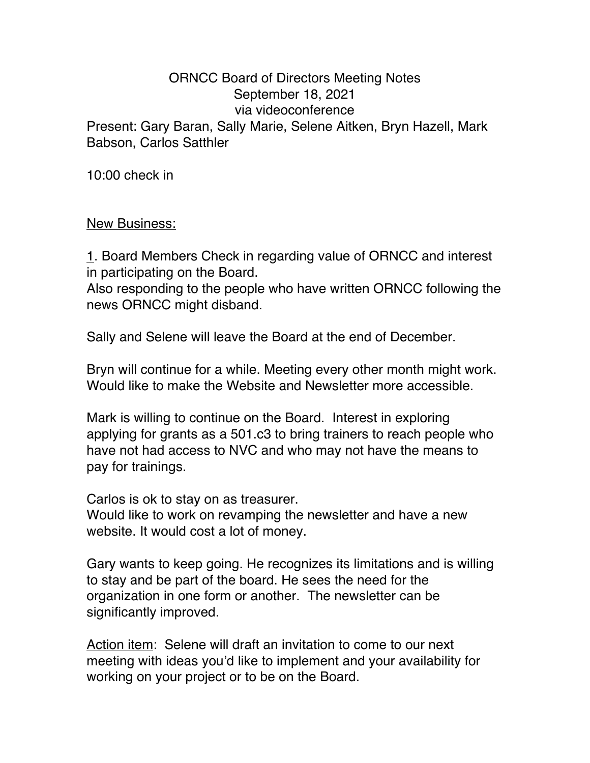ORNCC Board of Directors Meeting Notes
September 18, 2021
via videoconference

Present: Gary Baran, Sally Marie, Selene Aitken, Bryn Hazell, Mark Babson, Carlos Satthler

10:00 check in

<u>New Business:</u>

<u>1</u>. Board Members Check in regarding value of ORNCC and interest in participating on the Board.
Also responding to the people who have written ORNCC following the news ORNCC might disband.

Sally and Selene will leave the Board at the end of December.

Bryn will continue for a while. Meeting every other month might work. Would like to make the Website and Newsletter more accessible.

Mark is willing to continue on the Board. Interest in exploring applying for grants as a 501.c3 to bring trainers to reach people who have not had access to NVC and who may not have the means to pay for trainings.

Carlos is ok to stay on as treasurer.
Would like to work on revamping the newsletter and have a new website. It would cost a lot of money.

Gary wants to keep going. He recognizes its limitations and is willing to stay and be part of the board. He sees the need for the organization in one form or another. The newsletter can be significantly improved.

<u>Action item</u>: Selene will draft an invitation to come to our next meeting with ideas you'd like to implement and your availability for working on your project or to be on the Board.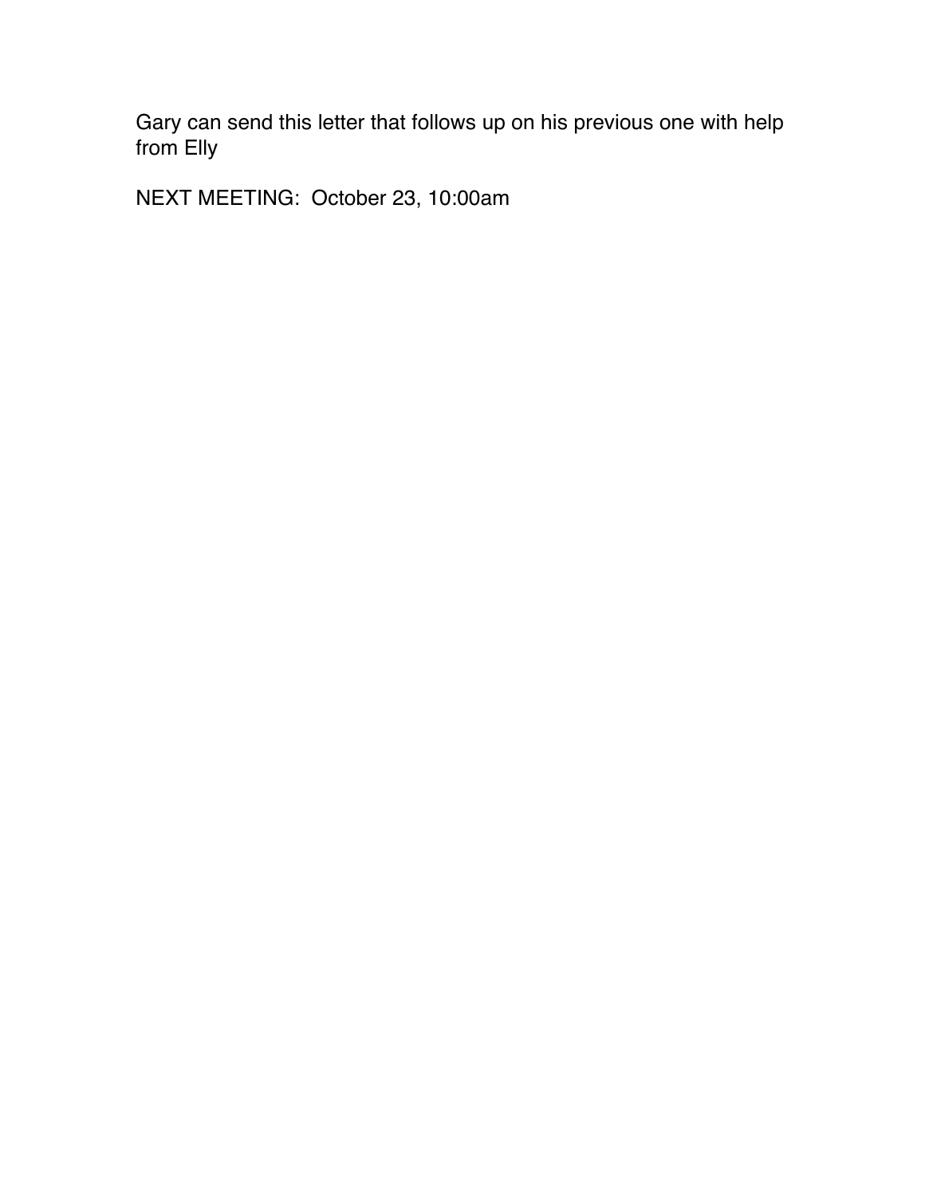Gary can send this letter that follows up on his previous one with help from Elly

NEXT MEETING: October 23, 10:00am